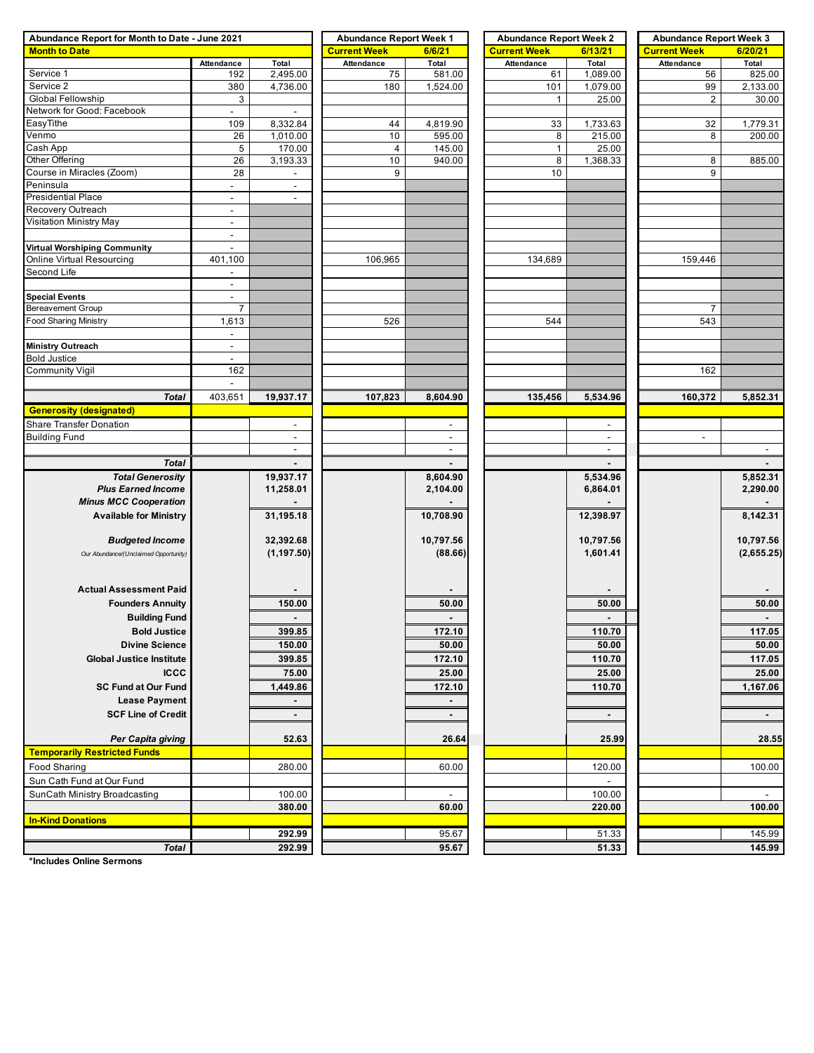| Abundance Report for Month to Date - June 2021 | | | Abundance Report Week 1 | | Abundance Report Week 2 | | Abundance Report Week 3 | |
|---|---|---|---|---|---|---|---|---|
| **Month to Date** | | | **Current Week** | **6/6/21** | **Current Week** | **6/13/21** | **Current Week** | **6/20/21** |
| | Attendance | Total | Attendance | Total | Attendance | Total | Attendance | Total |
| Service 1 | 192 | 2,495.00 | 75 | 581.00 | 61 | 1,089.00 | 56 | 825.00 |
| Service 2 | 380 | 4,736.00 | 180 | 1,524.00 | 101 | 1,079.00 | 99 | 2,133.00 |
| Global Fellowship | 3 | | | | 1 | 25.00 | 2 | 30.00 |
| Network for Good: Facebook | - | - | | | | | | |
| EasyTithe | 109 | 8,332.84 | 44 | 4,819.90 | 33 | 1,733.63 | 32 | 1,779.31 |
| Venmo | 26 | 1,010.00 | 10 | 595.00 | 8 | 215.00 | 8 | 200.00 |
| Cash App | 5 | 170.00 | 4 | 145.00 | 1 | 25.00 | | |
| Other Offering | 26 | 3,193.33 | 10 | 940.00 | 8 | 1,368.33 | 8 | 885.00 |
| Course in Miracles (Zoom) | 28 | - | 9 | | 10 | | 9 | |
| Peninsula | - | - | | | | | | |
| Presidential Place | - | - | | | | | | |
| Recovery Outreach | - | | | | | | | |
| Visitation Ministry May | - | | | | | | | |
| | - | | | | | | | |
| **Virtual Worshiping Community** | - | | | | | | | |
| Online Virtual Resourcing | 401,100 | | 106,965 | | 134,689 | | 159,446 | |
| Second Life | - | | | | | | | |
| | - | | | | | | | |
| **Special Events** | - | | | | | | | |
| Bereavement Group | 7 | | | | | | 7 | |
| Food Sharing Ministry | 1,613 | | 526 | | 544 | | 543 | |
| | - | | | | | | | |
| **Ministry Outreach** | - | | | | | | | |
| Bold Justice | - | | | | | | | |
| Community Vigil | 162 | | | | | | 162 | |
| | - | | | | | | | |
| ***Total*** | 403,651 | **19,937.17** | **107,823** | **8,604.90** | **135,456** | **5,534.96** | **160,372** | **5,852.31** |
| **Generosity (designated)** | | | | | | | | |
| Share Transfer Donation | | - | | - | | - | | |
| Building Fund | | - | | - | | - | - | |
| | | - | | - | | - | | - |
| ***Total*** | | **-** | | **-** | | **-** | | **-** |
| ***Total Generosity*** | | **19,937.17** | | **8,604.90** | | **5,534.96** | | **5,852.31** |
| ***Plus Earned Income*** | | **11,258.01** | | **2,104.00** | | **6,864.01** | | **2,290.00** |
| ***Minus MCC Cooperation*** | | **-** | | **-** | | **-** | | **-** |
| **Available for Ministry** | | **31,195.18** | | **10,708.90** | | **12,398.97** | | **8,142.31** |
| ***Budgeted Income*** | | **32,392.68** | | **10,797.56** | | **10,797.56** | | **10,797.56** |
| *Our Abundance/(Unclaimed Opportunity)* | | **(1,197.50)** | | **(88.66)** | | **1,601.41** | | **(2,655.25)** |
| **Actual Assessment Paid** | | **-** | | **-** | | **-** | | **-** |
| **Founders Annuity** | | **150.00** | | **50.00** | | **50.00** | | **50.00** |
| **Building Fund** | | **-** | | **-** | | **-** | | **-** |
| **Bold Justice** | | **399.85** | | **172.10** | | **110.70** | | **117.05** |
| **Divine Science** | | **150.00** | | **50.00** | | **50.00** | | **50.00** |
| **Global Justice Institute** | | **399.85** | | **172.10** | | **110.70** | | **117.05** |
| **ICCC** | | **75.00** | | **25.00** | | **25.00** | | **25.00** |
| **SC Fund at Our Fund** | | **1,449.86** | | **172.10** | | **110.70** | | **1,167.06** |
| **Lease Payment** | | **-** | | **-** | | | | |
| **SCF Line of Credit** | | **-** | | **-** | | **-** | | **-** |
| ***Per Capita giving*** | | **52.63** | | **26.64** | | **25.99** | | **28.55** |
| **Temporarily Restricted Funds** | | | | | | | | |
| Food Sharing | | 280.00 | | 60.00 | | 120.00 | | 100.00 |
| Sun Cath Fund at Our Fund | | | | | | - | | |
| SunCath Ministry Broadcasting | | 100.00 | | - | | 100.00 | | - |
| | | **380.00** | | **60.00** | | **220.00** | | **100.00** |
| **In-Kind Donations** | | | | | | | | |
| | | **292.99** | | 95.67 | | 51.33 | | 145.99 |
| ***Total*** | | **292.99** | | **95.67** | | **51.33** | | **145.99** |

**\*Includes Online Sermons**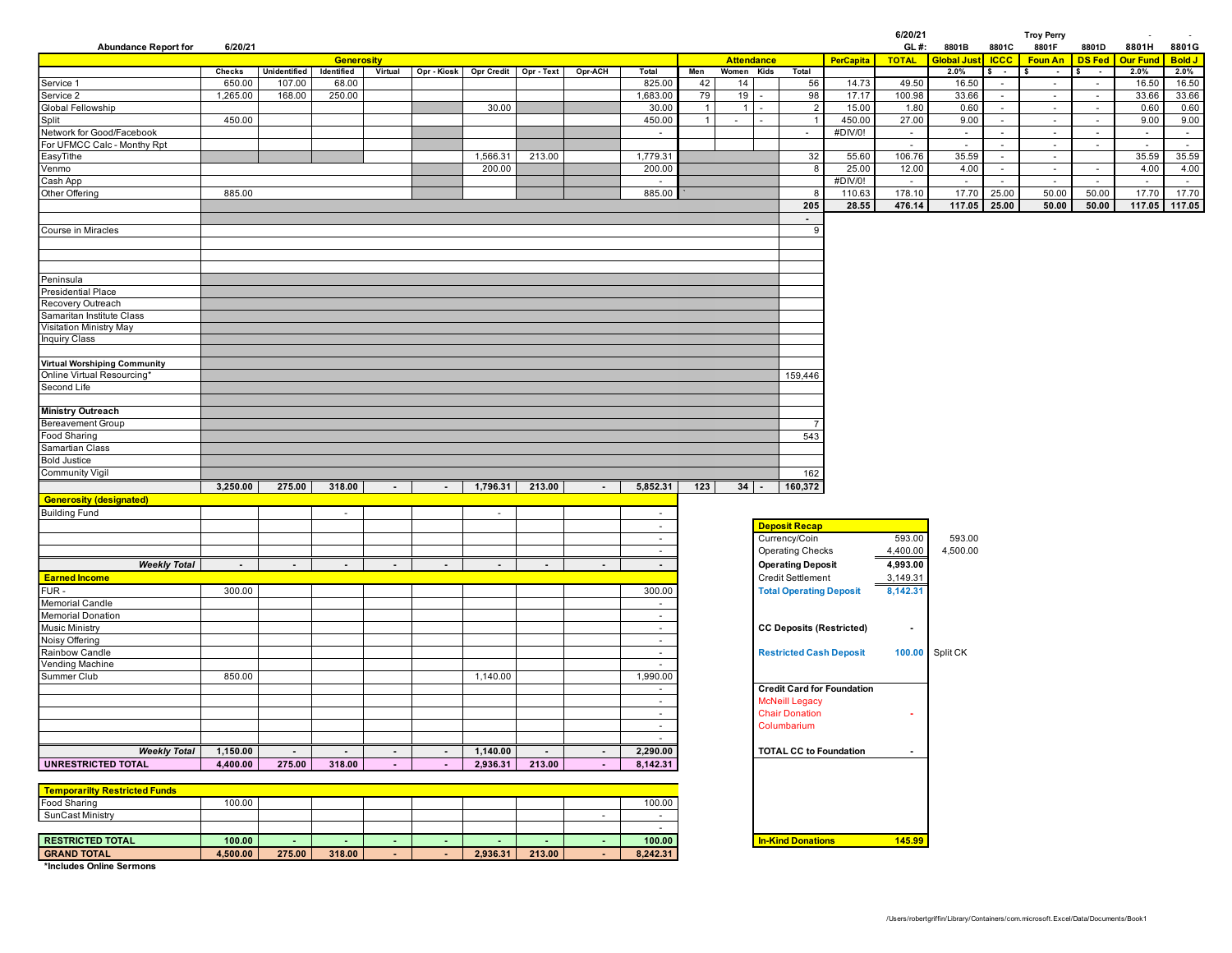**Abundance Report for** 6/20/21

| | Generosity | | | | | | | | | Attendance | | | | PerCapita | TOTAL | Global Just | ICCC | Foun An | DS Fed | Our Fund | Bold J |
|---|---|---|---|---|---|---|---|---|---|---|---|---|---|---|---|---|---|---|---|---|---|
| | | | | | | | | | | | | | | | 6/20/21 | | | Troy Perry | | - | - |
| | | | | | | | | | | | | | | | GL #: | 8801B | 8801C | 8801F | 8801D | 8801H | 8801G |
| | Checks | Unidentified | Identified | Virtual | Opr - Kiosk | Opr Credit | Opr - Text | Opr-ACH | Total | Men | Women | Kids | Total | | | 2.0% | $ - | $ - | $ - | 2.0% | 2.0% |
| Service 1 | 650.00 | 107.00 | 68.00 | | | | | | 825.00 | 42 | 14 | | 56 | 14.73 | 49.50 | 16.50 | - | - | - | 16.50 | 16.50 |
| Service 2 | 1,265.00 | 168.00 | 250.00 | | | | | | 1,683.00 | 79 | 19 | - | 98 | 17.17 | 100.98 | 33.66 | - | - | - | 33.66 | 33.66 |
| Global Fellowship | | | | | | 30.00 | | | 30.00 | 1 | 1 | - | 2 | 15.00 | 1.80 | 0.60 | - | - | - | 0.60 | 0.60 |
| Split | 450.00 | | | | | | | | 450.00 | 1 | - | - | 1 | 450.00 | 27.00 | 9.00 | - | - | - | 9.00 | 9.00 |
| Network for Good/Facebook | | | | | | | | | - | | | | - | #DIV/0! | - | - | - | - | - | - | - |
| For UFMCC Calc - Monthy Rpt | | | | | | | | | | | | | | | - | - | - | - | - | - | - |
| EasyTithe | | | | | | 1,566.31 | 213.00 | | 1,779.31 | | | | 32 | 55.60 | 106.76 | 35.59 | - | - | | 35.59 | 35.59 |
| Venmo | | | | | | 200.00 | | | 200.00 | | | | 8 | 25.00 | 12.00 | 4.00 | - | - | - | 4.00 | 4.00 |
| Cash App | | | | | | | | | - | | | | | #DIV/0! | - | - | - | - | - | - | - |
| Other Offering | 885.00 | | | | | | | | 885.00 | ` | | | 8 | 110.63 | 178.10 | 17.70 | 25.00 | 50.00 | 50.00 | 17.70 | 17.70 |
| | | | | | | | | | | | | | 205 | 28.55 | 476.14 | 117.05 | 25.00 | 50.00 | 50.00 | 117.05 | 117.05 |
| | | | | | | | | | | | | | - | | | | | | | | |
| Course in Miracles | | | | | | | | | | | | | 9 | | | | | | | | |
| Peninsula | | | | | | | | | | | | | | | | | | | | | |
| Presidential Place | | | | | | | | | | | | | | | | | | | | | |
| Recovery Outreach | | | | | | | | | | | | | | | | | | | | | |
| Samaritan Institute Class | | | | | | | | | | | | | | | | | | | | | |
| Visitation Ministry May | | | | | | | | | | | | | | | | | | | | | |
| Inquiry Class | | | | | | | | | | | | | | | | | | | | | |
| **Virtual Worshiping Community** | | | | | | | | | | | | | | | | | | | | | |
| Online Virtual Resourcing* | | | | | | | | | | | | | 159,446 | | | | | | | | |
| Second Life | | | | | | | | | | | | | | | | | | | | | |
| **Ministry Outreach** | | | | | | | | | | | | | | | | | | | | | |
| Bereavement Group | | | | | | | | | | | | | 7 | | | | | | | | |
| Food Sharing | | | | | | | | | | | | | 543 | | | | | | | | |
| Samartian Class | | | | | | | | | | | | | | | | | | | | | |
| Bold Justice | | | | | | | | | | | | | | | | | | | | | |
| Community Vigil | | | | | | | | | | | | | 162 | | | | | | | | |
| | **3,250.00** | **275.00** | **318.00** | **-** | **-** | **1,796.31** | **213.00** | **-** | **5,852.31** | **123** | **34** | **-** | **160,372** | | | | | | | | |

| | Checks | Unidentified | Identified | Virtual | Opr - Kiosk | Opr Credit | Opr - Text | Opr-ACH | Total |
|---|---|---|---|---|---|---|---|---|---|
| **Generosity (designated)** | | | | | | | | | |
| Building Fund | | | - | | | - | | | - |
| | | | | | | | | | - |
| | | | | | | | | | - |
| | | | | | | | | | - |
| ***Weekly Total*** | - | - | - | - | - | - | - | - | - |
| **Earned Income** | | | | | | | | | |
| FUR - | 300.00 | | | | | | | | 300.00 |
| Memorial Candle | | | | | | | | | - |
| Memorial Donation | | | | | | | | | - |
| Music Ministry | | | | | | | | | - |
| Noisy Offering | | | | | | | | | - |
| Rainbow Candle | | | | | | | | | - |
| Vending Machine | | | | | | | | | - |
| Summer Club | 850.00 | | | | | 1,140.00 | | | 1,990.00 |
| | | | | | | | | | - |
| | | | | | | | | | - |
| | | | | | | | | | - |
| | | | | | | | | | - |
| | | | | | | | | | - |
| ***Weekly Total*** | **1,150.00** | **-** | **-** | **-** | **-** | **1,140.00** | **-** | **-** | **2,290.00** |
| **UNRESTRICTED TOTAL** | **4,400.00** | **275.00** | **318.00** | **-** | **-** | **2,936.31** | **213.00** | **-** | **8,142.31** |
| **Temporarilty Restricted Funds** | | | | | | | | | |
| Food Sharing | 100.00 | | | | | | | | 100.00 |
| SunCast Ministry | | | | | | | | - | - |
| | | | | | | | | | - |
| **RESTRICTED TOTAL** | **100.00** | **-** | **-** | **-** | **-** | **-** | **-** | **-** | **100.00** |
| **GRAND TOTAL** | **4,500.00** | **275.00** | **318.00** | **-** | **-** | **2,936.31** | **213.00** | **-** | **8,242.31** |

***Includes Online Sermons**

| Deposit Recap | | |
|---|---|---|
| Currency/Coin | 593.00 | 593.00 |
| Operating Checks | 4,400.00 | 4,500.00 |
| **Operating Deposit** | **4,993.00** | |
| Credit Settlement | 3,149.31 | |
| **Total Operating Deposit** | **8,142.31** | |
| **CC Deposits (Restricted)** | - | |
| **Restricted Cash Deposit** | **100.00** | Split CK |
| **Credit Card for Foundation** | | |
| McNeill Legacy | | |
| Chair Donation | - | |
| Columbarium | | |
| **TOTAL CC to Foundation** | - | |
| **In-Kind Donations** | **145.99** | |